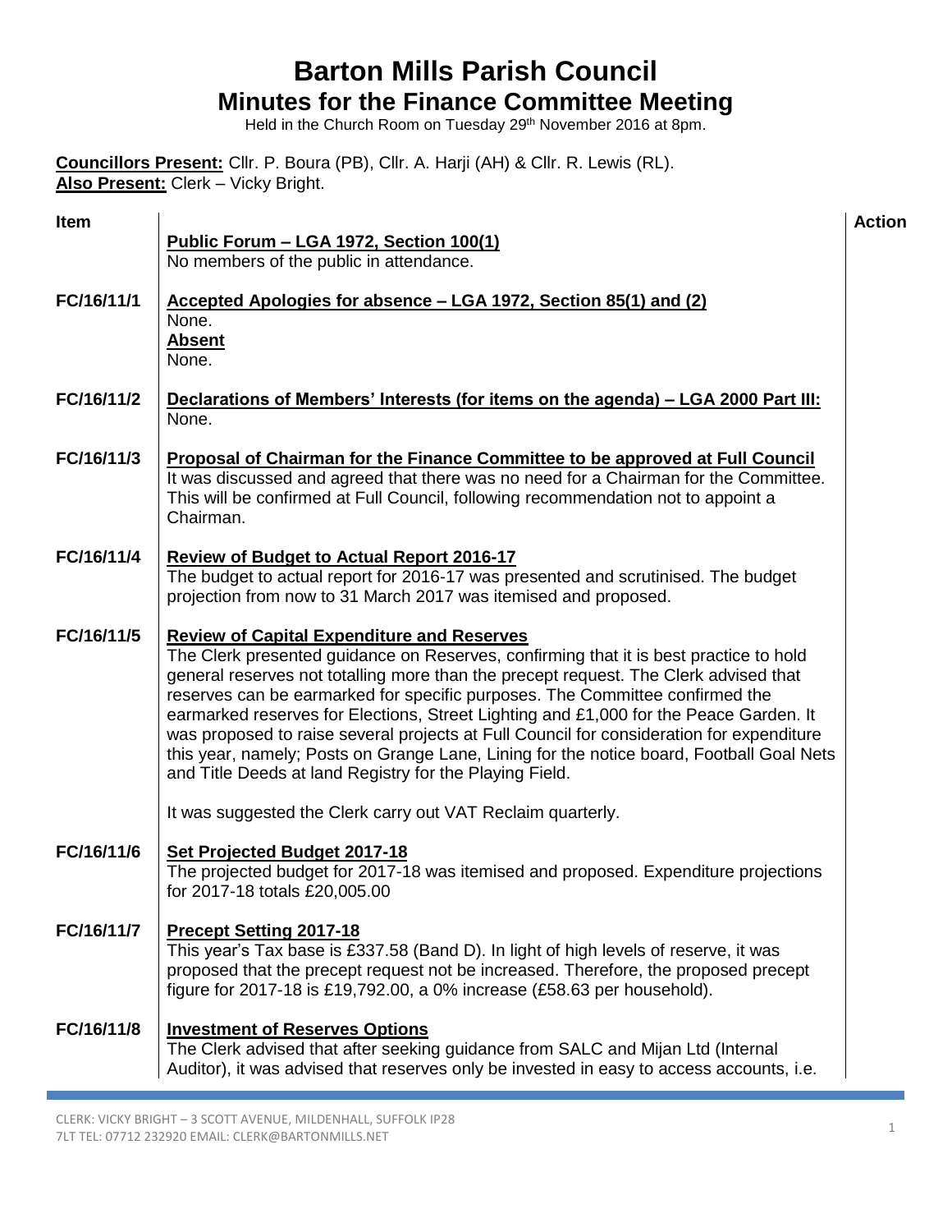# Barton Mills Parish Council

## Minutes for the Finance Committee Meeting

Held in the Church Room on Tuesday 29th November 2016 at 8pm.

**Councillors Present:** Cllr. P. Boura (PB), Cllr. A. Harji (AH) & Cllr. R. Lewis (RL).
**Also Present:** Clerk – Vicky Bright.

| Item | | Action |
|---|---|---|
| | **Public Forum – LGA 1972, Section 100(1)**<br>No members of the public in attendance. | |
| FC/16/11/1 | **Accepted Apologies for absence – LGA 1972, Section 85(1) and (2)**<br>None.<br>**Absent**<br>None. | |
| FC/16/11/2 | **Declarations of Members' Interests (for items on the agenda) – LGA 2000 Part III:**<br>None. | |
| FC/16/11/3 | **Proposal of Chairman for the Finance Committee to be approved at Full Council**<br>It was discussed and agreed that there was no need for a Chairman for the Committee. This will be confirmed at Full Council, following recommendation not to appoint a Chairman. | |
| FC/16/11/4 | **Review of Budget to Actual Report 2016-17**<br>The budget to actual report for 2016-17 was presented and scrutinised. The budget projection from now to 31 March 2017 was itemised and proposed. | |
| FC/16/11/5 | **Review of Capital Expenditure and Reserves**<br>The Clerk presented guidance on Reserves, confirming that it is best practice to hold general reserves not totalling more than the precept request. The Clerk advised that reserves can be earmarked for specific purposes. The Committee confirmed the earmarked reserves for Elections, Street Lighting and £1,000 for the Peace Garden. It was proposed to raise several projects at Full Council for consideration for expenditure this year, namely; Posts on Grange Lane, Lining for the notice board, Football Goal Nets and Title Deeds at land Registry for the Playing Field.<br><br>It was suggested the Clerk carry out VAT Reclaim quarterly. | |
| FC/16/11/6 | **Set Projected Budget 2017-18**<br>The projected budget for 2017-18 was itemised and proposed. Expenditure projections for 2017-18 totals £20,005.00 | |
| FC/16/11/7 | **Precept Setting 2017-18**<br>This year's Tax base is £337.58 (Band D). In light of high levels of reserve, it was proposed that the precept request not be increased. Therefore, the proposed precept figure for 2017-18 is £19,792.00, a 0% increase (£58.63 per household). | |
| FC/16/11/8 | **Investment of Reserves Options**<br>The Clerk advised that after seeking guidance from SALC and Mijan Ltd (Internal Auditor), it was advised that reserves only be invested in easy to access accounts, i.e. | |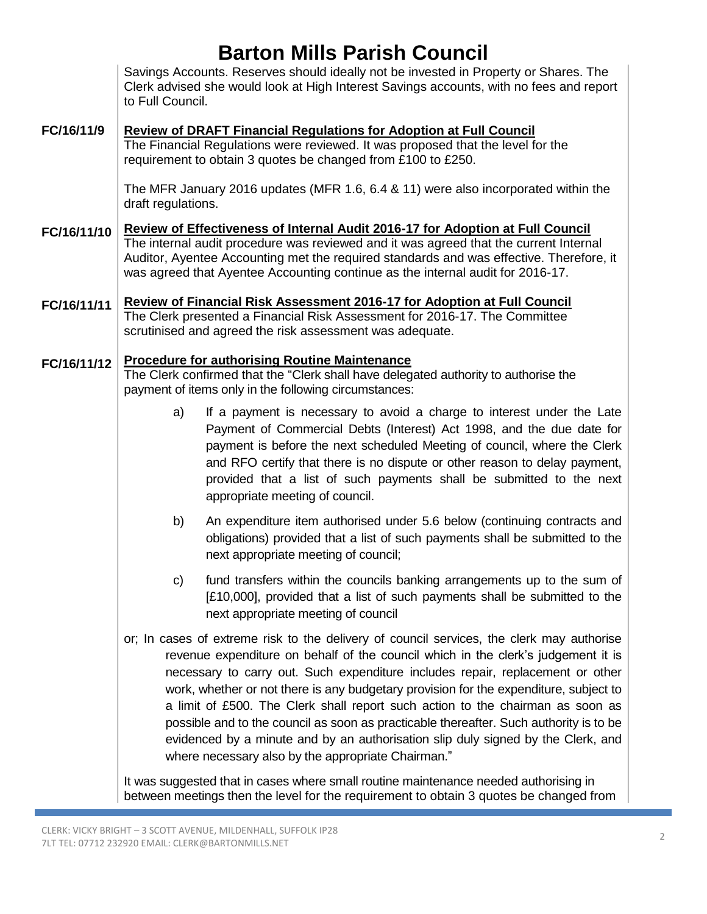Savings Accounts. Reserves should ideally not be invested in Property or Shares. The Clerk advised she would look at High Interest Savings accounts, with no fees and report to Full Council.

**FC/16/11/9** **Review of DRAFT Financial Regulations for Adoption at Full Council**

The Financial Regulations were reviewed. It was proposed that the level for the requirement to obtain 3 quotes be changed from £100 to £250.

The MFR January 2016 updates (MFR 1.6, 6.4 & 11) were also incorporated within the draft regulations.

**FC/16/11/10** **Review of Effectiveness of Internal Audit 2016-17 for Adoption at Full Council**

The internal audit procedure was reviewed and it was agreed that the current Internal Auditor, Ayentee Accounting met the required standards and was effective. Therefore, it was agreed that Ayentee Accounting continue as the internal audit for 2016-17.

**FC/16/11/11** **Review of Financial Risk Assessment 2016-17 for Adoption at Full Council**

The Clerk presented a Financial Risk Assessment for 2016-17. The Committee scrutinised and agreed the risk assessment was adequate.

**FC/16/11/12** **Procedure for authorising Routine Maintenance**

The Clerk confirmed that the "Clerk shall have delegated authority to authorise the payment of items only in the following circumstances:

a) If a payment is necessary to avoid a charge to interest under the Late Payment of Commercial Debts (Interest) Act 1998, and the due date for payment is before the next scheduled Meeting of council, where the Clerk and RFO certify that there is no dispute or other reason to delay payment, provided that a list of such payments shall be submitted to the next appropriate meeting of council.

b) An expenditure item authorised under 5.6 below (continuing contracts and obligations) provided that a list of such payments shall be submitted to the next appropriate meeting of council;

c) fund transfers within the councils banking arrangements up to the sum of [£10,000], provided that a list of such payments shall be submitted to the next appropriate meeting of council

or; In cases of extreme risk to the delivery of council services, the clerk may authorise revenue expenditure on behalf of the council which in the clerk's judgement it is necessary to carry out. Such expenditure includes repair, replacement or other work, whether or not there is any budgetary provision for the expenditure, subject to a limit of £500. The Clerk shall report such action to the chairman as soon as possible and to the council as soon as practicable thereafter. Such authority is to be evidenced by a minute and by an authorisation slip duly signed by the Clerk, and where necessary also by the appropriate Chairman."

It was suggested that in cases where small routine maintenance needed authorising in between meetings then the level for the requirement to obtain 3 quotes be changed from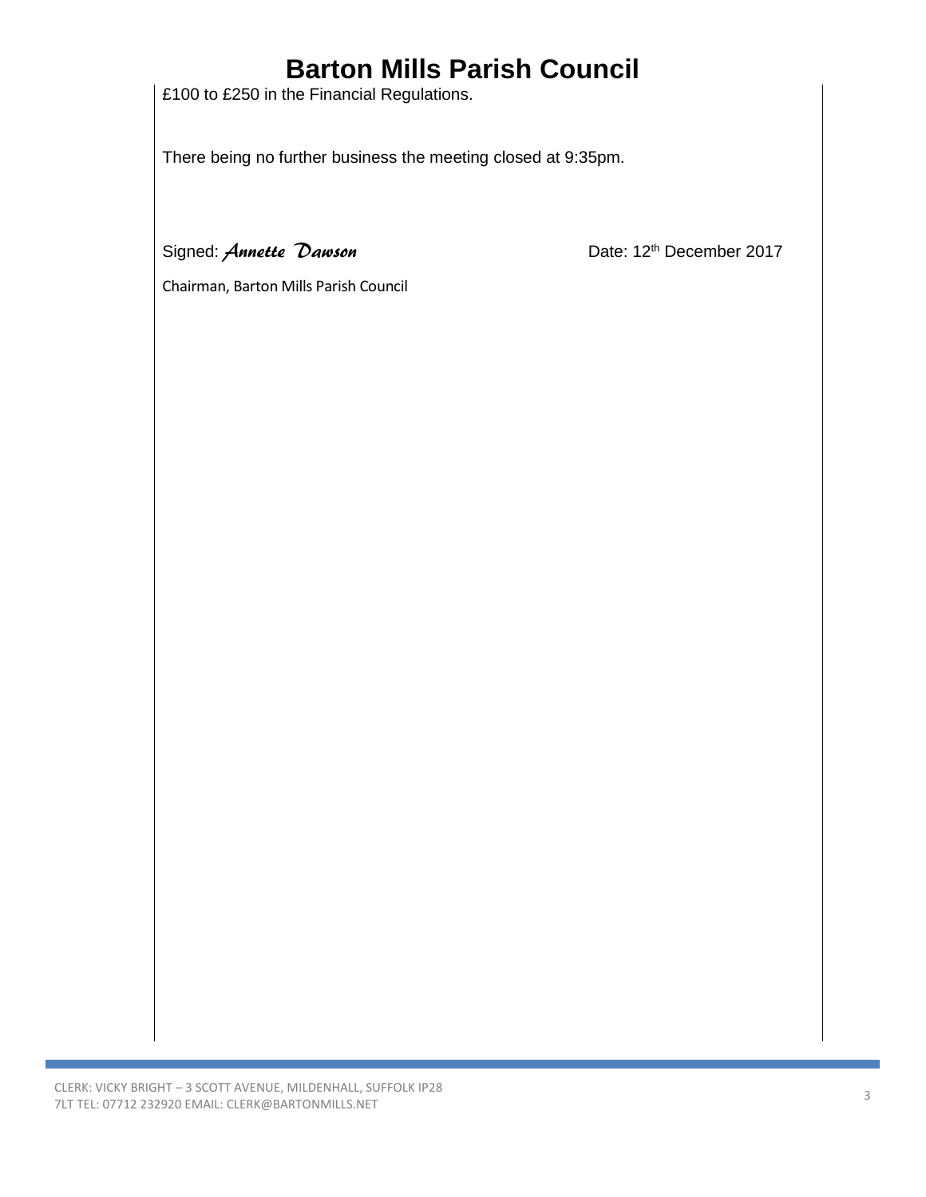£100 to £250 in the Financial Regulations.

There being no further business the meeting closed at 9:35pm.

Signed: *Annette Dawson* Date: 12th December 2017

Chairman, Barton Mills Parish Council